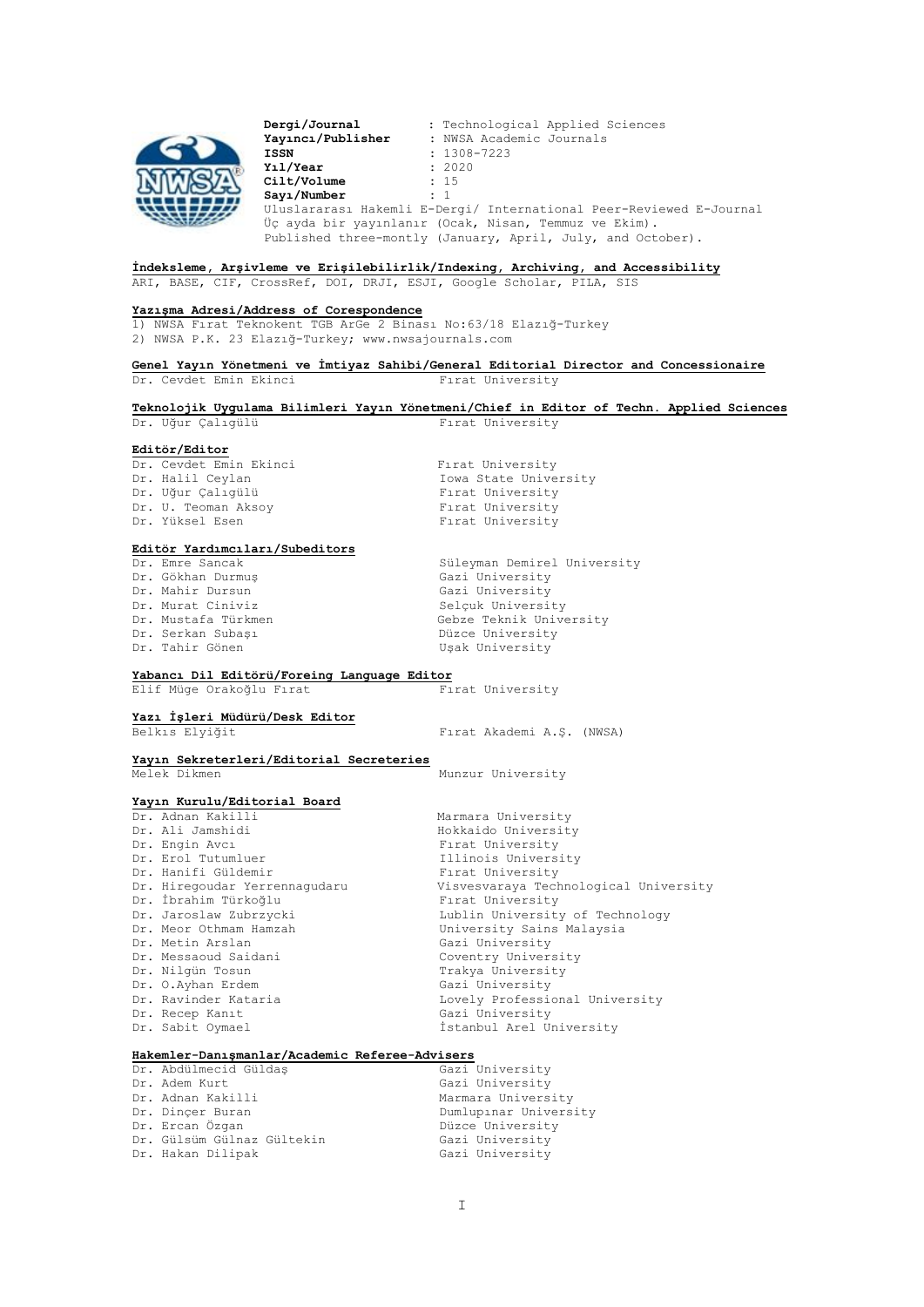**Dergi/Journal** : Technological Applied Sciences
**Yayıncı/Publisher** : NWSA Academic Journals
**ISSN** : 1308-7223
**Yıl/Year** : 2020
**Cilt/Volume** : 15
**Sayı/Number** : 1

Uluslararası Hakemli E-Dergi/ International Peer-Reviewed E-Journal
Üç ayda bir yayınlanır (Ocak, Nisan, Temmuz ve Ekim).
Published three-montly (January, April, July, and October).

**İndeksleme, Arşivleme ve Erişilebilirlik/Indexing, Archiving, and Accessibility**

ARI, BASE, CIF, CrossRef, DOI, DRJI, ESJI, Google Scholar, PILA, SIS

**Yazışma Adresi/Address of Corespondence**

1) NWSA Fırat Teknokent TGB ArGe 2 Binası No:63/18 Elazığ-Turkey
2) NWSA P.K. 23 Elazığ-Turkey; www.nwsajournals.com

**Genel Yayın Yönetmeni ve İmtiyaz Sahibi/General Editorial Director and Concessionaire**

Dr. Cevdet Emin Ekinci — Fırat University

**Teknolojik Uygulama Bilimleri Yayın Yönetmeni/Chief in Editor of Techn. Applied Sciences**

Dr. Uğur Çalıgülü — Fırat University

**Editör/Editor**

| | |
|---|---|
| Dr. Cevdet Emin Ekinci | Fırat University |
| Dr. Halil Ceylan | Iowa State University |
| Dr. Uğur Çalıgülü | Fırat University |
| Dr. U. Teoman Aksoy | Fırat University |
| Dr. Yüksel Esen | Fırat University |

**Editör Yardımcıları/Subeditors**

| | |
|---|---|
| Dr. Emre Sancak | Süleyman Demirel University |
| Dr. Gökhan Durmuş | Gazi University |
| Dr. Mahir Dursun | Gazi University |
| Dr. Murat Ciniviz | Selçuk University |
| Dr. Mustafa Türkmen | Gebze Teknik University |
| Dr. Serkan Subaşı | Düzce University |
| Dr. Tahir Gönen | Uşak University |

**Yabancı Dil Editörü/Foreing Language Editor**

Elif Müge Orakoğlu Fırat — Fırat University

**Yazı İşleri Müdürü/Desk Editor**

Belkıs Elyiğit — Fırat Akademi A.Ş. (NWSA)

**Yayın Sekreterleri/Editorial Secreteries**

Melek Dikmen — Munzur University

**Yayın Kurulu/Editorial Board**

| | |
|---|---|
| Dr. Adnan Kakilli | Marmara University |
| Dr. Ali Jamshidi | Hokkaido University |
| Dr. Engin Avcı | Fırat University |
| Dr. Erol Tutumluer | Illinois University |
| Dr. Hanifi Güldemir | Fırat University |
| Dr. Hiregoudar Yerrennagudaru | Visvesvaraya Technological University |
| Dr. İbrahim Türkoğlu | Fırat University |
| Dr. Jaroslaw Zubrzycki | Lublin University of Technology |
| Dr. Meor Othmam Hamzah | University Sains Malaysia |
| Dr. Metin Arslan | Gazi University |
| Dr. Messaoud Saidani | Coventry University |
| Dr. Nilgün Tosun | Trakya University |
| Dr. O.Ayhan Erdem | Gazi University |
| Dr. Ravinder Kataria | Lovely Professional University |
| Dr. Recep Kanıt | Gazi University |
| Dr. Sabit Oymael | İstanbul Arel University |

**Hakemler-Danışmanlar/Academic Referee-Advisers**

| | |
|---|---|
| Dr. Abdülmecid Güldaş | Gazi University |
| Dr. Adem Kurt | Gazi University |
| Dr. Adnan Kakilli | Marmara University |
| Dr. Dinçer Buran | Dumlupınar University |
| Dr. Ercan Özgan | Düzce University |
| Dr. Gülsüm Gülnaz Gültekin | Gazi University |
| Dr. Hakan Dilipak | Gazi University |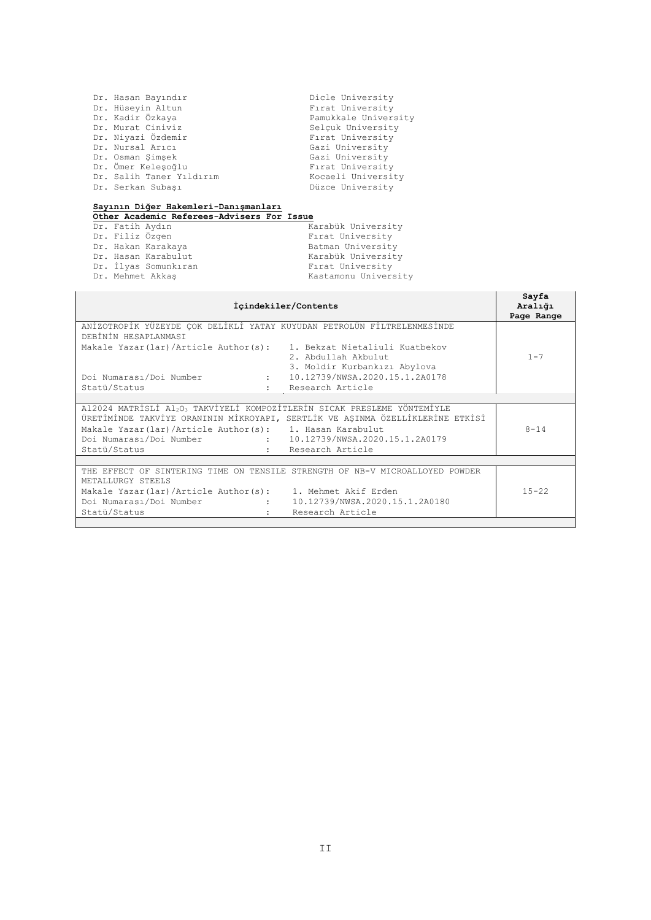| | |
|---|---|
| Dr. Hasan Bayındır | Dicle University |
| Dr. Hüseyin Altun | Fırat University |
| Dr. Kadir Özkaya | Pamukkale University |
| Dr. Murat Ciniviz | Selçuk University |
| Dr. Niyazi Özdemir | Fırat University |
| Dr. Nursal Arıcı | Gazi University |
| Dr. Osman Şimşek | Gazi University |
| Dr. Ömer Keleşoğlu | Fırat University |
| Dr. Salih Taner Yıldırım | Kocaeli University |
| Dr. Serkan Subaşı | Düzce University |

**Sayının Diğer Hakemleri-Danışmanları**

**Other Academic Referees-Advisers For Issue**

| | |
|---|---|
| Dr. Fatih Aydın | Karabük University |
| Dr. Filiz Özgen | Fırat University |
| Dr. Hakan Karakaya | Batman University |
| Dr. Hasan Karabulut | Karabük University |
| Dr. İlyas Somunkıran | Fırat University |
| Dr. Mehmet Akkaş | Kastamonu University |

| İçindekiler/Contents | Sayfa Aralığı Page Range |
|---|---|
| ANİZOTROPİK YÜZEYDE ÇOK DELİKLİ YATAY KUYUDAN PETROLÜN FİLTRELENMESİNDE DEBİNİN HESAPLANMASI<br>Makale Yazar(lar)/Article Author(s): 1. Bekzat Nietaliuli Kuatbekov<br>2. Abdullah Akbulut<br>3. Moldir Kurbankızı Abylova<br>Doi Numarası/Doi Number : 10.12739/NWSA.2020.15.1.2A0178<br>Statü/Status : Research Article | 1-7 |
| Al2024 MATRİSLİ $Al_2O_3$ TAKVİYELİ KOMPOZİTLERİN SICAK PRESLEME YÖNTEMİYLE ÜRETİMİNDE TAKVİYE ORANININ MİKROYAPI, SERTLİK VE AŞINMA ÖZELLİKLERİNE ETKİSİ<br>Makale Yazar(lar)/Article Author(s): 1. Hasan Karabulut<br>Doi Numarası/Doi Number : 10.12739/NWSA.2020.15.1.2A0179<br>Statü/Status : Research Article | 8-14 |
| THE EFFECT OF SINTERING TIME ON TENSILE STRENGTH OF NB-V MICROALLOYED POWDER METALLURGY STEELS<br>Makale Yazar(lar)/Article Author(s): 1. Mehmet Akif Erden<br>Doi Numarası/Doi Number : 10.12739/NWSA.2020.15.1.2A0180<br>Statü/Status : Research Article | 15-22 |